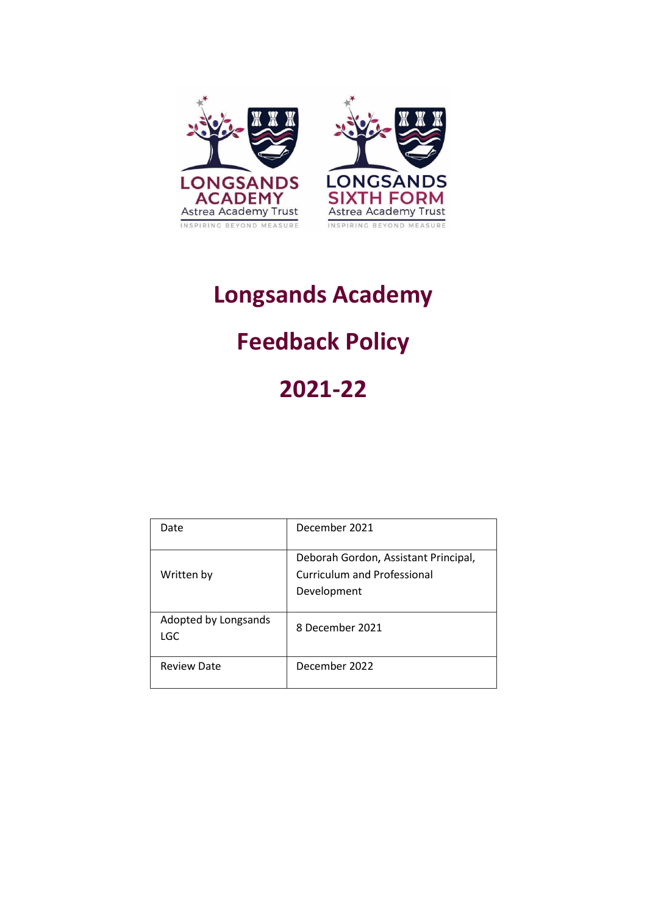# Longsands Academy

# Feedback Policy

# 2021-22

| Date | December 2021 |
|---|---|
| Written by | Deborah Gordon, Assistant Principal, Curriculum and Professional Development |
| Adopted by Longsands LGC | 8 December 2021 |
| Review Date | December 2022 |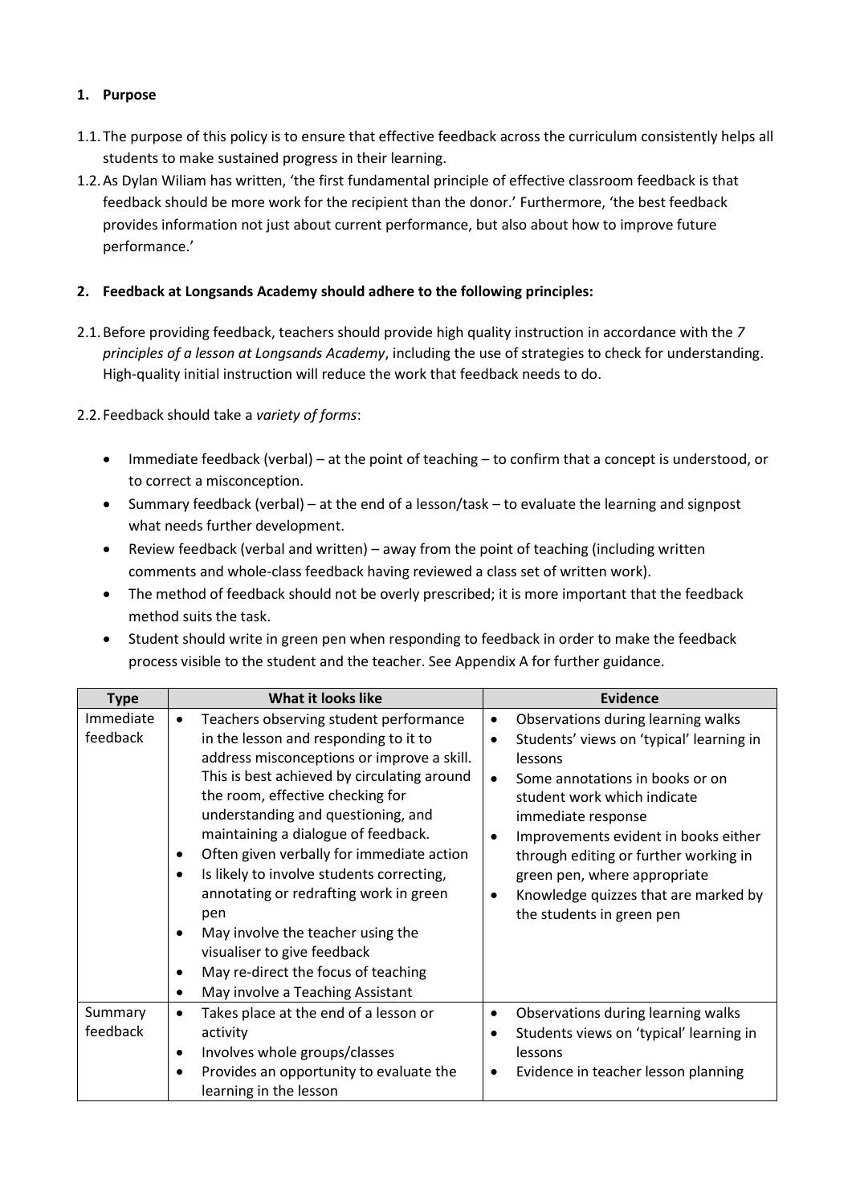**1. Purpose**

1.1. The purpose of this policy is to ensure that effective feedback across the curriculum consistently helps all students to make sustained progress in their learning.

1.2. As Dylan Wiliam has written, 'the first fundamental principle of effective classroom feedback is that feedback should be more work for the recipient than the donor.' Furthermore, 'the best feedback provides information not just about current performance, but also about how to improve future performance.'

**2. Feedback at Longsands Academy should adhere to the following principles:**

2.1. Before providing feedback, teachers should provide high quality instruction in accordance with the *7 principles of a lesson at Longsands Academy*, including the use of strategies to check for understanding. High-quality initial instruction will reduce the work that feedback needs to do.

2.2. Feedback should take a *variety of forms*:

- Immediate feedback (verbal) – at the point of teaching – to confirm that a concept is understood, or to correct a misconception.
- Summary feedback (verbal) – at the end of a lesson/task – to evaluate the learning and signpost what needs further development.
- Review feedback (verbal and written) – away from the point of teaching (including written comments and whole-class feedback having reviewed a class set of written work).
- The method of feedback should not be overly prescribed; it is more important that the feedback method suits the task.
- Student should write in green pen when responding to feedback in order to make the feedback process visible to the student and the teacher. See Appendix A for further guidance.

| Type | What it looks like | Evidence |
|---|---|---|
| Immediate feedback | • Teachers observing student performance in the lesson and responding to it to address misconceptions or improve a skill. This is best achieved by circulating around the room, effective checking for understanding and questioning, and maintaining a dialogue of feedback.<br>• Often given verbally for immediate action<br>• Is likely to involve students correcting, annotating or redrafting work in green pen<br>• May involve the teacher using the visualiser to give feedback<br>• May re-direct the focus of teaching<br>• May involve a Teaching Assistant | • Observations during learning walks<br>• Students' views on 'typical' learning in lessons<br>• Some annotations in books or on student work which indicate immediate response<br>• Improvements evident in books either through editing or further working in green pen, where appropriate<br>• Knowledge quizzes that are marked by the students in green pen |
| Summary feedback | • Takes place at the end of a lesson or activity<br>• Involves whole groups/classes<br>• Provides an opportunity to evaluate the learning in the lesson | • Observations during learning walks<br>• Students views on 'typical' learning in lessons<br>• Evidence in teacher lesson planning |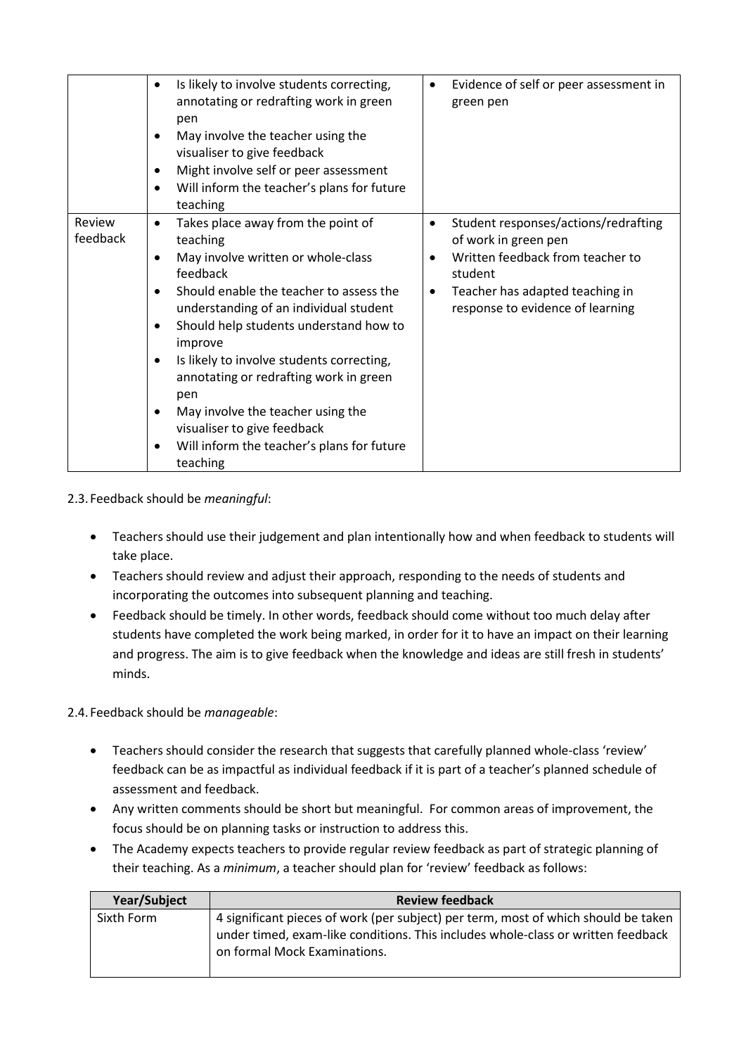| | | |
|---|---|---|
| | • Is likely to involve students correcting, annotating or redrafting work in green pen<br>• May involve the teacher using the visualiser to give feedback<br>• Might involve self or peer assessment<br>• Will inform the teacher's plans for future teaching | • Evidence of self or peer assessment in green pen |
| Review feedback | • Takes place away from the point of teaching<br>• May involve written or whole-class feedback<br>• Should enable the teacher to assess the understanding of an individual student<br>• Should help students understand how to improve<br>• Is likely to involve students correcting, annotating or redrafting work in green pen<br>• May involve the teacher using the visualiser to give feedback<br>• Will inform the teacher's plans for future teaching | • Student responses/actions/redrafting of work in green pen<br>• Written feedback from teacher to student<br>• Teacher has adapted teaching in response to evidence of learning |

2.3. Feedback should be *meaningful*:

- Teachers should use their judgement and plan intentionally how and when feedback to students will take place.
- Teachers should review and adjust their approach, responding to the needs of students and incorporating the outcomes into subsequent planning and teaching.
- Feedback should be timely. In other words, feedback should come without too much delay after students have completed the work being marked, in order for it to have an impact on their learning and progress. The aim is to give feedback when the knowledge and ideas are still fresh in students' minds.

2.4. Feedback should be *manageable*:

- Teachers should consider the research that suggests that carefully planned whole-class 'review' feedback can be as impactful as individual feedback if it is part of a teacher's planned schedule of assessment and feedback.
- Any written comments should be short but meaningful. For common areas of improvement, the focus should be on planning tasks or instruction to address this.
- The Academy expects teachers to provide regular review feedback as part of strategic planning of their teaching. As a *minimum*, a teacher should plan for 'review' feedback as follows:

| Year/Subject | Review feedback |
|---|---|
| Sixth Form | 4 significant pieces of work (per subject) per term, most of which should be taken under timed, exam-like conditions. This includes whole-class or written feedback on formal Mock Examinations. |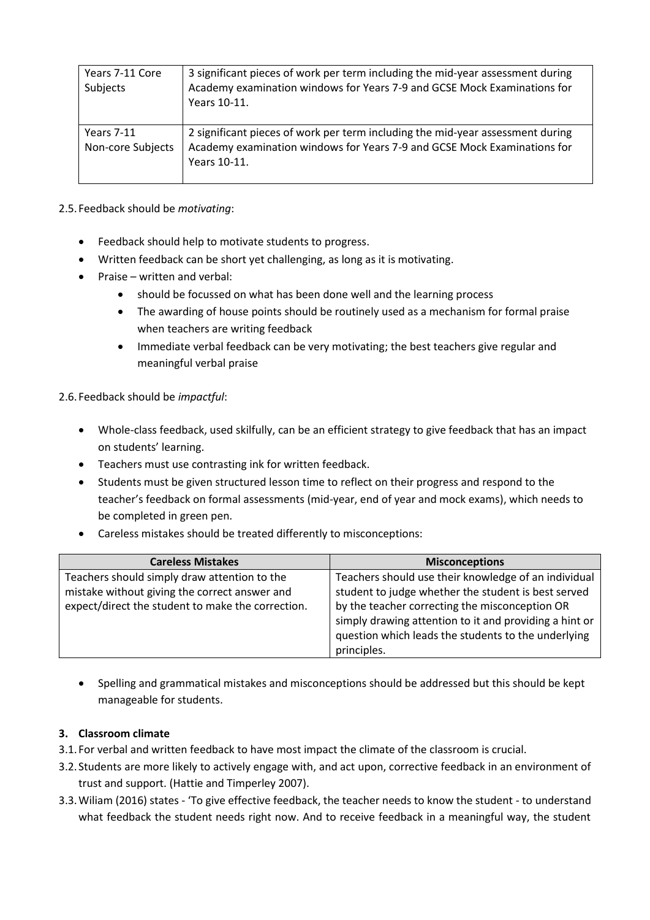| Years 7-11 Core Subjects | 3 significant pieces of work per term including the mid-year assessment during Academy examination windows for Years 7-9 and GCSE Mock Examinations for Years 10-11. |
|---|---|
| Years 7-11 Non-core Subjects | 2 significant pieces of work per term including the mid-year assessment during Academy examination windows for Years 7-9 and GCSE Mock Examinations for Years 10-11. |

2.5. Feedback should be *motivating*:

- Feedback should help to motivate students to progress.
- Written feedback can be short yet challenging, as long as it is motivating.
- Praise – written and verbal:
  - should be focussed on what has been done well and the learning process
  - The awarding of house points should be routinely used as a mechanism for formal praise when teachers are writing feedback
  - Immediate verbal feedback can be very motivating; the best teachers give regular and meaningful verbal praise

2.6. Feedback should be *impactful*:

- Whole-class feedback, used skilfully, can be an efficient strategy to give feedback that has an impact on students' learning.
- Teachers must use contrasting ink for written feedback.
- Students must be given structured lesson time to reflect on their progress and respond to the teacher's feedback on formal assessments (mid-year, end of year and mock exams), which needs to be completed in green pen.
- Careless mistakes should be treated differently to misconceptions:

| Careless Mistakes | Misconceptions |
|---|---|
| Teachers should simply draw attention to the mistake without giving the correct answer and expect/direct the student to make the correction. | Teachers should use their knowledge of an individual student to judge whether the student is best served by the teacher correcting the misconception OR simply drawing attention to it and providing a hint or question which leads the students to the underlying principles. |

- Spelling and grammatical mistakes and misconceptions should be addressed but this should be kept manageable for students.

## 3. Classroom climate

3.1. For verbal and written feedback to have most impact the climate of the classroom is crucial.

3.2. Students are more likely to actively engage with, and act upon, corrective feedback in an environment of trust and support. (Hattie and Timperley 2007).

3.3. Wiliam (2016) states - 'To give effective feedback, the teacher needs to know the student - to understand what feedback the student needs right now. And to receive feedback in a meaningful way, the student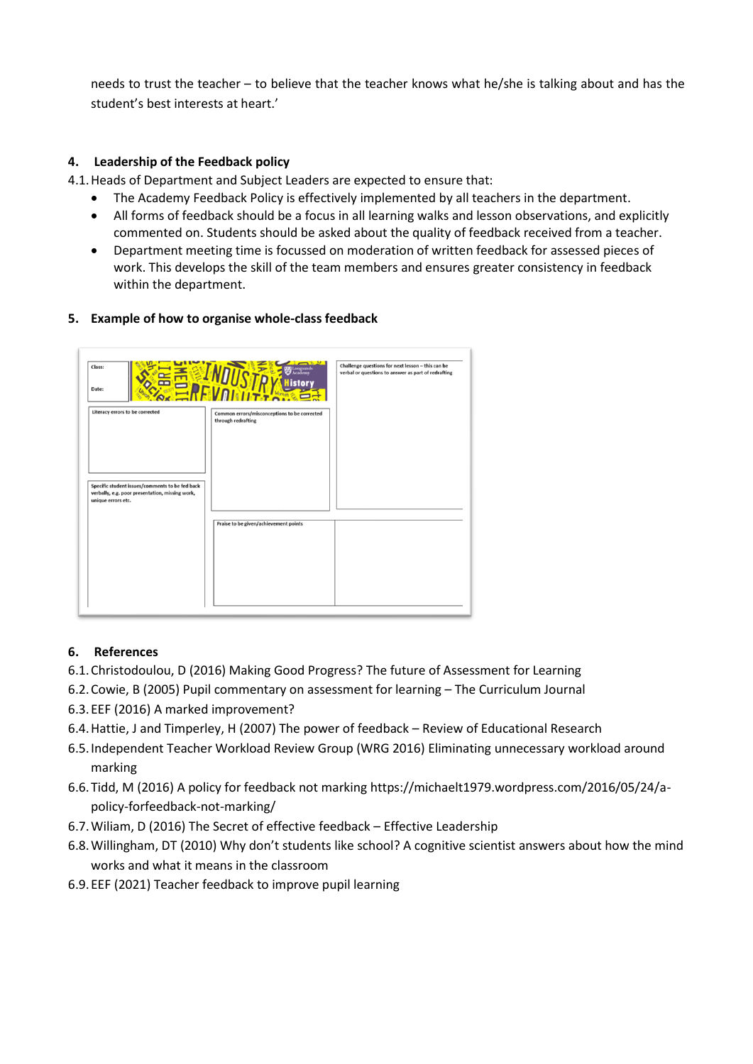needs to trust the teacher – to believe that the teacher knows what he/she is talking about and has the student's best interests at heart.'

## 4. Leadership of the Feedback policy

4.1. Heads of Department and Subject Leaders are expected to ensure that:

- The Academy Feedback Policy is effectively implemented by all teachers in the department.
- All forms of feedback should be a focus in all learning walks and lesson observations, and explicitly commented on. Students should be asked about the quality of feedback received from a teacher.
- Department meeting time is focussed on moderation of written feedback for assessed pieces of work. This develops the skill of the team members and ensures greater consistency in feedback within the department.

## 5. Example of how to organise whole-class feedback

Class:

Date:

Challenge questions for next lesson – this can be verbal or questions to answer as part of redrafting

Literacy errors to be corrected

Common errors/misconceptions to be corrected through redrafting

Specific student issues/comments to be fed back verbally, e.g. poor presentation, missing work, unique errors etc.

Praise to be given/achievement points

## 6. References

6.1. Christodoulou, D (2016) Making Good Progress? The future of Assessment for Learning

6.2. Cowie, B (2005) Pupil commentary on assessment for learning – The Curriculum Journal

6.3. EEF (2016) A marked improvement?

6.4. Hattie, J and Timperley, H (2007) The power of feedback – Review of Educational Research

6.5. Independent Teacher Workload Review Group (WRG 2016) Eliminating unnecessary workload around marking

6.6. Tidd, M (2016) A policy for feedback not marking https://michaelt1979.wordpress.com/2016/05/24/a-policy-forfeedback-not-marking/

6.7. Wiliam, D (2016) The Secret of effective feedback – Effective Leadership

6.8. Willingham, DT (2010) Why don't students like school? A cognitive scientist answers about how the mind works and what it means in the classroom

6.9. EEF (2021) Teacher feedback to improve pupil learning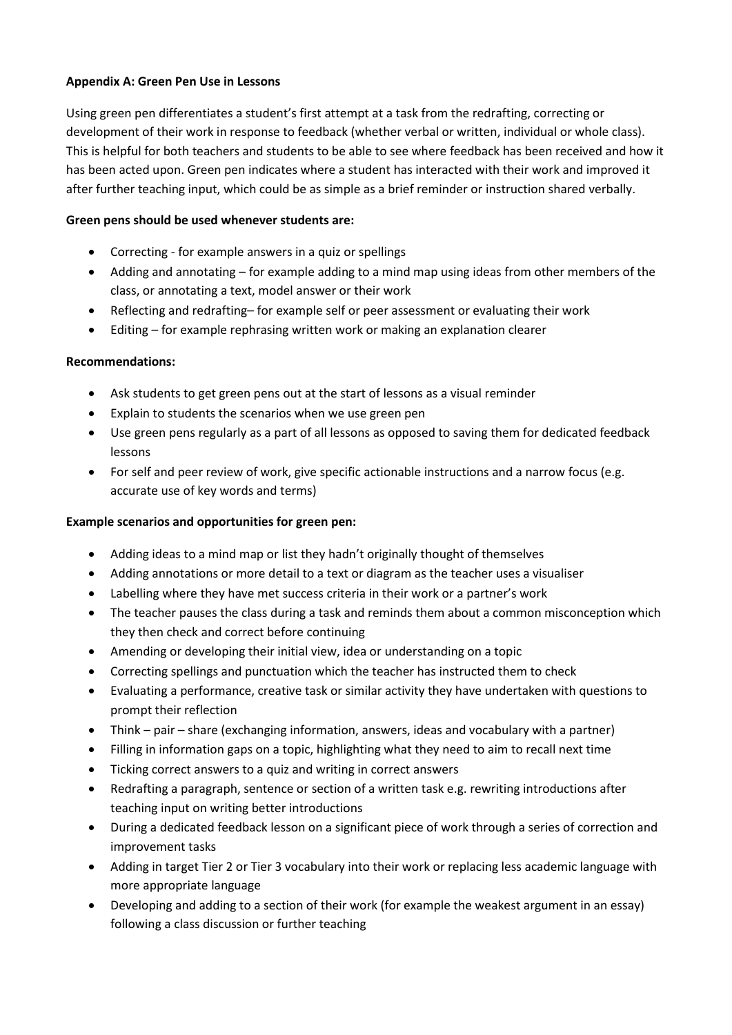**Appendix A: Green Pen Use in Lessons**

Using green pen differentiates a student's first attempt at a task from the redrafting, correcting or development of their work in response to feedback (whether verbal or written, individual or whole class). This is helpful for both teachers and students to be able to see where feedback has been received and how it has been acted upon. Green pen indicates where a student has interacted with their work and improved it after further teaching input, which could be as simple as a brief reminder or instruction shared verbally.

**Green pens should be used whenever students are:**

- Correcting - for example answers in a quiz or spellings
- Adding and annotating – for example adding to a mind map using ideas from other members of the class, or annotating a text, model answer or their work
- Reflecting and redrafting– for example self or peer assessment or evaluating their work
- Editing – for example rephrasing written work or making an explanation clearer

**Recommendations:**

- Ask students to get green pens out at the start of lessons as a visual reminder
- Explain to students the scenarios when we use green pen
- Use green pens regularly as a part of all lessons as opposed to saving them for dedicated feedback lessons
- For self and peer review of work, give specific actionable instructions and a narrow focus (e.g. accurate use of key words and terms)

**Example scenarios and opportunities for green pen:**

- Adding ideas to a mind map or list they hadn't originally thought of themselves
- Adding annotations or more detail to a text or diagram as the teacher uses a visualiser
- Labelling where they have met success criteria in their work or a partner's work
- The teacher pauses the class during a task and reminds them about a common misconception which they then check and correct before continuing
- Amending or developing their initial view, idea or understanding on a topic
- Correcting spellings and punctuation which the teacher has instructed them to check
- Evaluating a performance, creative task or similar activity they have undertaken with questions to prompt their reflection
- Think – pair – share (exchanging information, answers, ideas and vocabulary with a partner)
- Filling in information gaps on a topic, highlighting what they need to aim to recall next time
- Ticking correct answers to a quiz and writing in correct answers
- Redrafting a paragraph, sentence or section of a written task e.g. rewriting introductions after teaching input on writing better introductions
- During a dedicated feedback lesson on a significant piece of work through a series of correction and improvement tasks
- Adding in target Tier 2 or Tier 3 vocabulary into their work or replacing less academic language with more appropriate language
- Developing and adding to a section of their work (for example the weakest argument in an essay) following a class discussion or further teaching